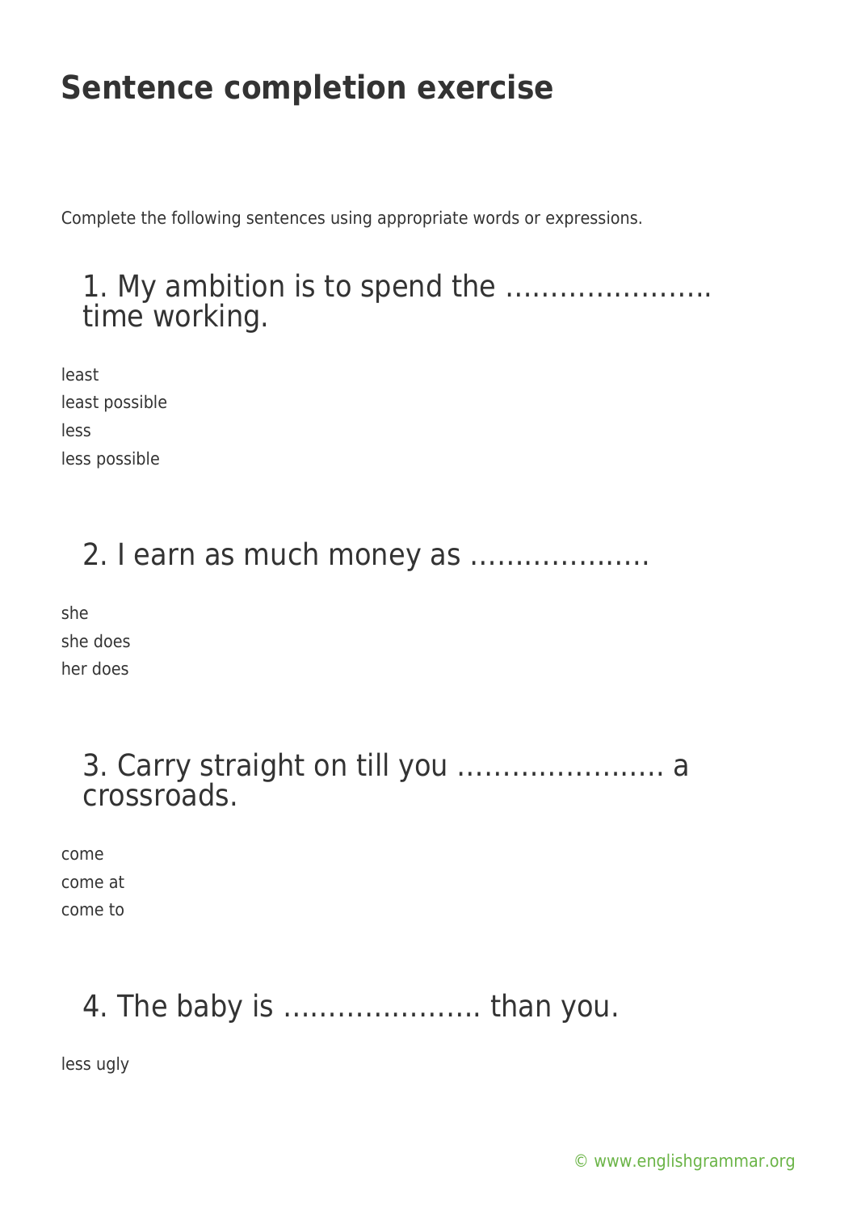# Sentence completion exercise

Complete the following sentences using appropriate words or expressions.

## 1. My ambition is to spend the ………………….. time working.

least

least possible

less

less possible

## 2. I earn as much money as ……………….

she

she does

her does

## 3. Carry straight on till you ………………….. a crossroads.

come

come at

come to

## 4. The baby is …………………. than you.

less ugly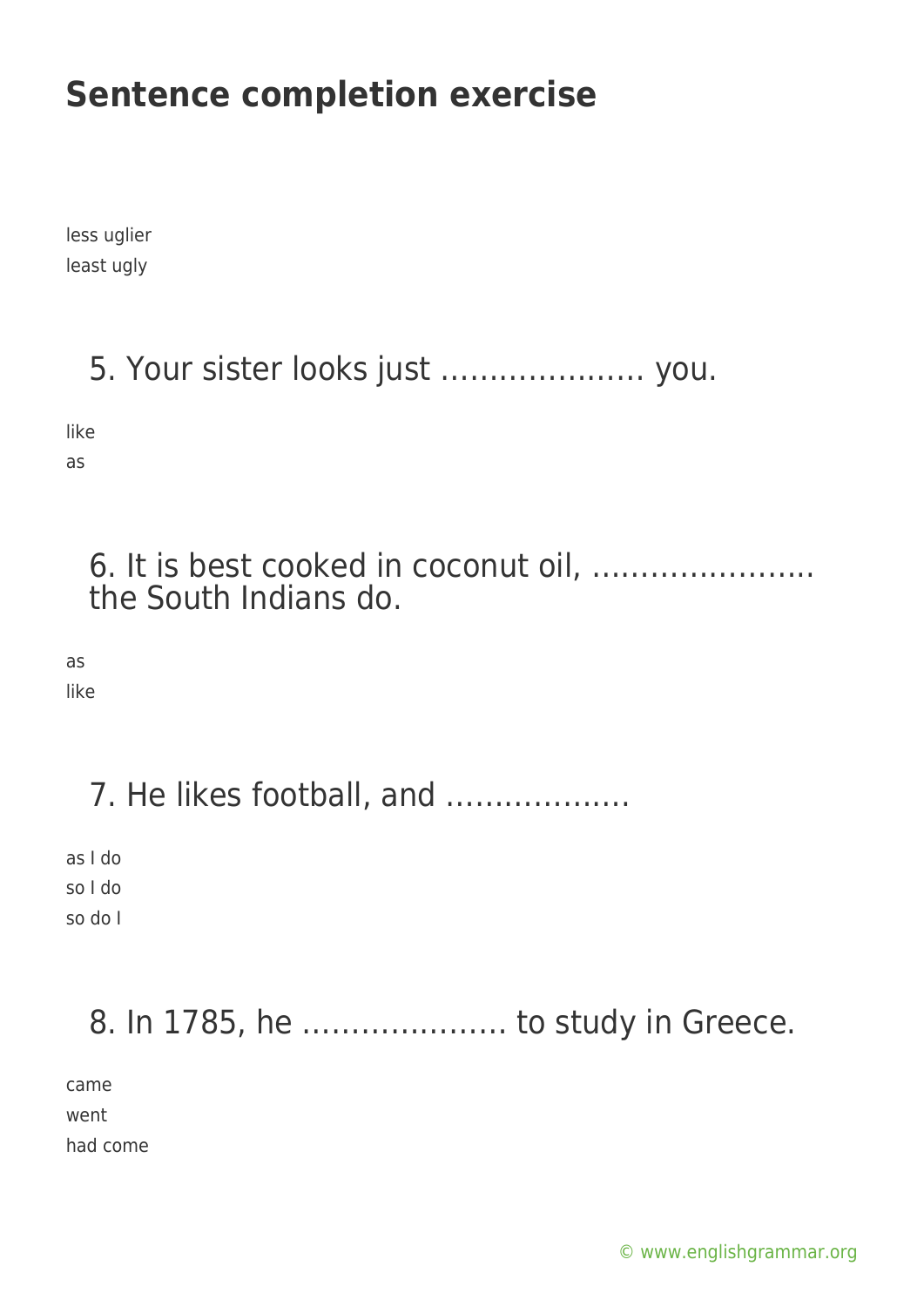# Sentence completion exercise

less uglier
least ugly

## 5. Your sister looks just ………………… you.

like
as

## 6. It is best cooked in coconut oil, ………………….. the South Indians do.

as
like

## 7. He likes football, and ………………

as I do
so I do
so do I

## 8. In 1785, he ………………… to study in Greece.

came
went
had come

© www.englishgrammar.org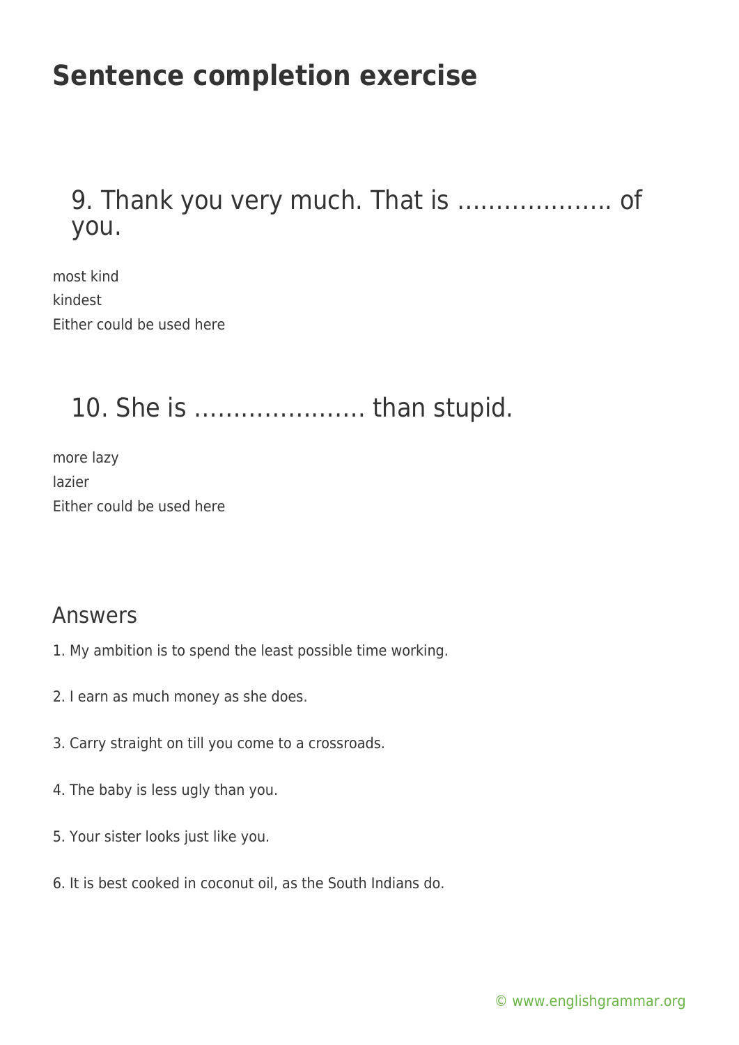# Sentence completion exercise

## 9. Thank you very much. That is ……………….. of you.

most kind
kindest
Either could be used here

## 10. She is …………………. than stupid.

more lazy
lazier
Either could be used here

## Answers

1. My ambition is to spend the least possible time working.

2. I earn as much money as she does.

3. Carry straight on till you come to a crossroads.

4. The baby is less ugly than you.

5. Your sister looks just like you.

6. It is best cooked in coconut oil, as the South Indians do.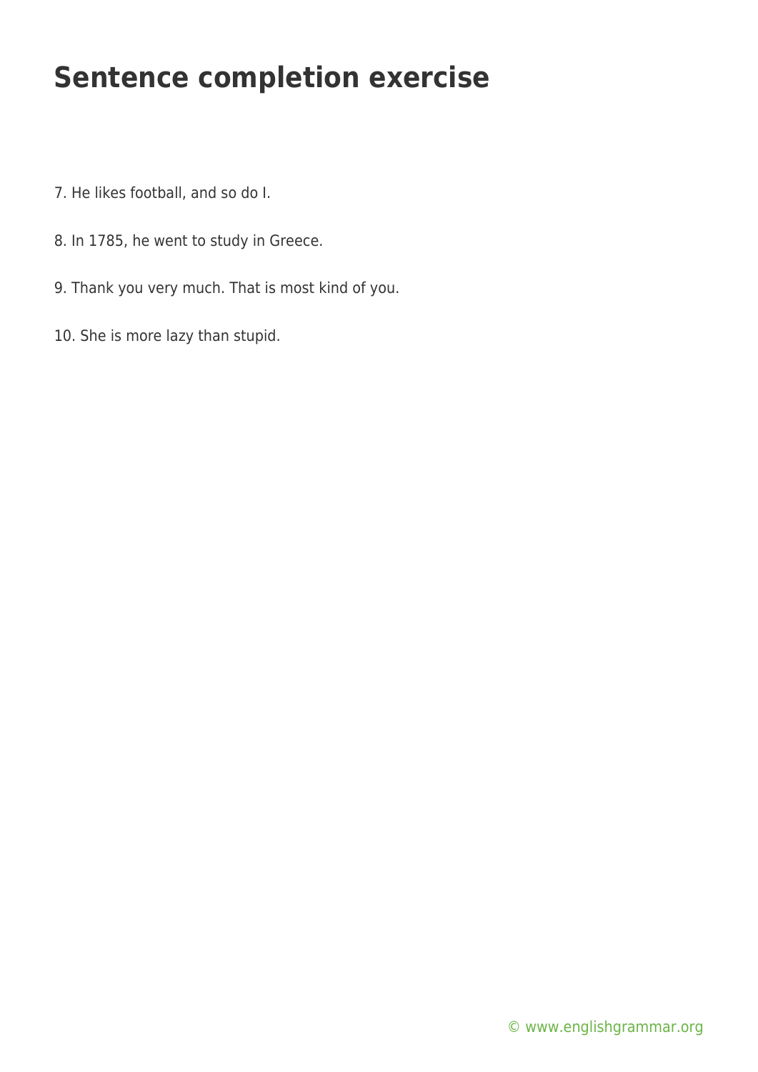# Sentence completion exercise

7. He likes football, and so do I.

8. In 1785, he went to study in Greece.

9. Thank you very much. That is most kind of you.

10. She is more lazy than stupid.